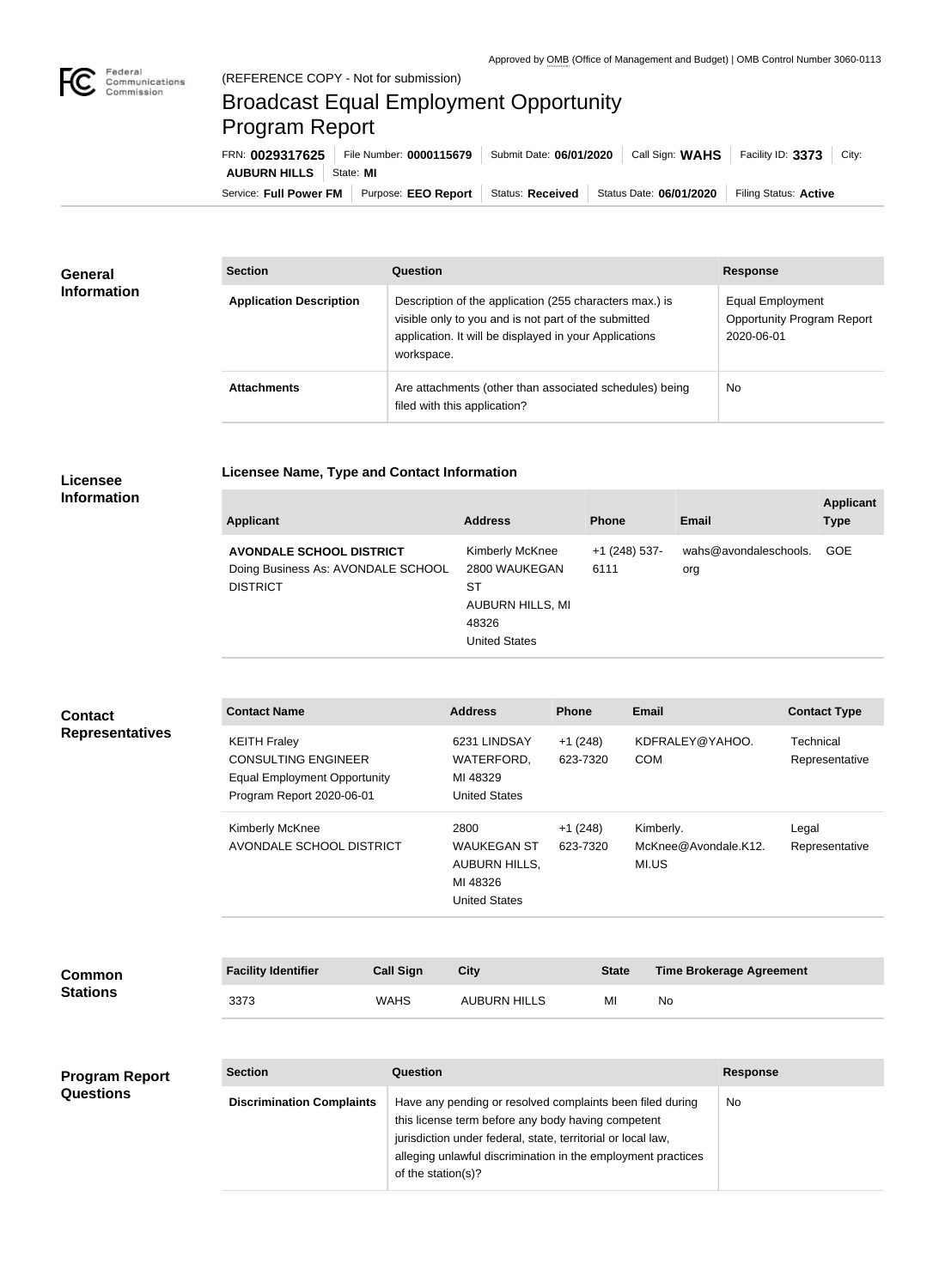Approved by OMB (Office of Management and Budget) | OMB Control Number 3060-0113

(REFERENCE COPY - Not for submission)

# Broadcast Equal Employment Opportunity Program Report

FRN: **0029317625** | File Number: **0000115679** | Submit Date: **06/01/2020** | Call Sign: **WAHS** | Facility ID: **3373** | City: **AUBURN HILLS** | State: **MI**

Service: **Full Power FM** | Purpose: **EEO Report** | Status: **Received** | Status Date: **06/01/2020** | Filing Status: **Active**

## General Information

| Section | Question | Response |
| --- | --- | --- |
| **Application Description** | Description of the application (255 characters max.) is visible only to you and is not part of the submitted application. It will be displayed in your Applications workspace. | Equal Employment Opportunity Program Report 2020-06-01 |
| **Attachments** | Are attachments (other than associated schedules) being filed with this application? | No |

## Licensee Information

### Licensee Name, Type and Contact Information

| Applicant | Address | Phone | Email | Applicant Type |
| --- | --- | --- | --- | --- |
| **AVONDALE SCHOOL DISTRICT** Doing Business As: AVONDALE SCHOOL DISTRICT | Kimberly McKnee 2800 WAUKEGAN ST AUBURN HILLS, MI 48326 United States | +1 (248) 537-6111 | wahs@avondaleschools.org | GOE |

## Contact Representatives

| Contact Name | Address | Phone | Email | Contact Type |
| --- | --- | --- | --- | --- |
| KEITH Fraley CONSULTING ENGINEER Equal Employment Opportunity Program Report 2020-06-01 | 6231 LINDSAY WATERFORD, MI 48329 United States | +1 (248) 623-7320 | KDFRALEY@YAHOO.COM | Technical Representative |
| Kimberly McKnee AVONDALE SCHOOL DISTRICT | 2800 WAUKEGAN ST AUBURN HILLS, MI 48326 United States | +1 (248) 623-7320 | Kimberly.McKnee@Avondale.K12.MI.US | Legal Representative |

## Common Stations

| Facility Identifier | Call Sign | City | State | Time Brokerage Agreement |
| --- | --- | --- | --- | --- |
| 3373 | WAHS | AUBURN HILLS | MI | No |

## Program Report Questions

| Section | Question | Response |
| --- | --- | --- |
| **Discrimination Complaints** | Have any pending or resolved complaints been filed during this license term before any body having competent jurisdiction under federal, state, territorial or local law, alleging unlawful discrimination in the employment practices of the station(s)? | No |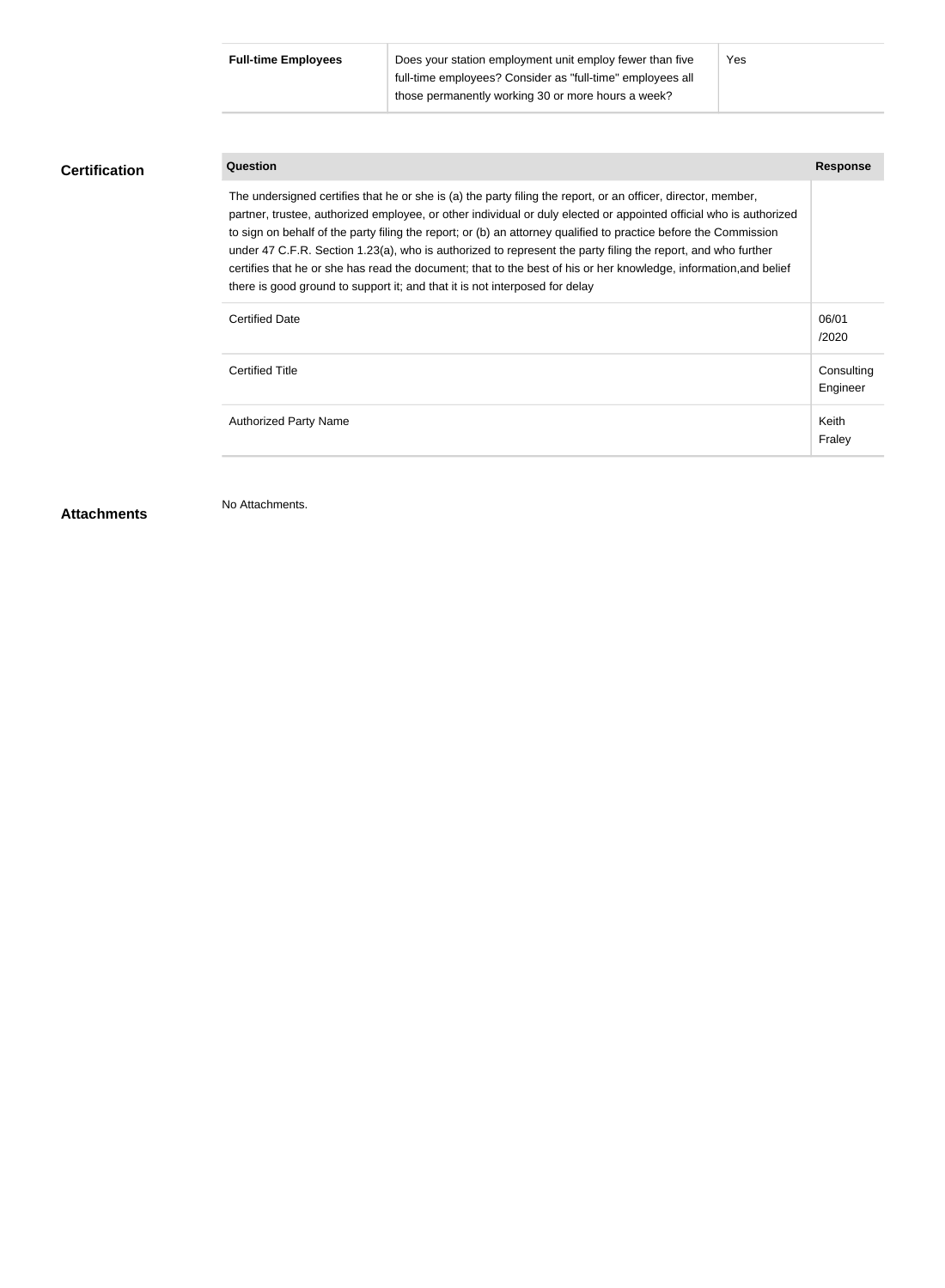| | | |
|---|---|---|
| **Full-time Employees** | Does your station employment unit employ fewer than five full-time employees? Consider as "full-time" employees all those permanently working 30 or more hours a week? | Yes |

## Certification

| Question | Response |
|---|---|
| The undersigned certifies that he or she is (a) the party filing the report, or an officer, director, member, partner, trustee, authorized employee, or other individual or duly elected or appointed official who is authorized to sign on behalf of the party filing the report; or (b) an attorney qualified to practice before the Commission under 47 C.F.R. Section 1.23(a), who is authorized to represent the party filing the report, and who further certifies that he or she has read the document; that to the best of his or her knowledge, information,and belief there is good ground to support it; and that it is not interposed for delay | |
| Certified Date | 06/01/2020 |
| Certified Title | Consulting Engineer |
| Authorized Party Name | Keith Fraley |

## Attachments

No Attachments.